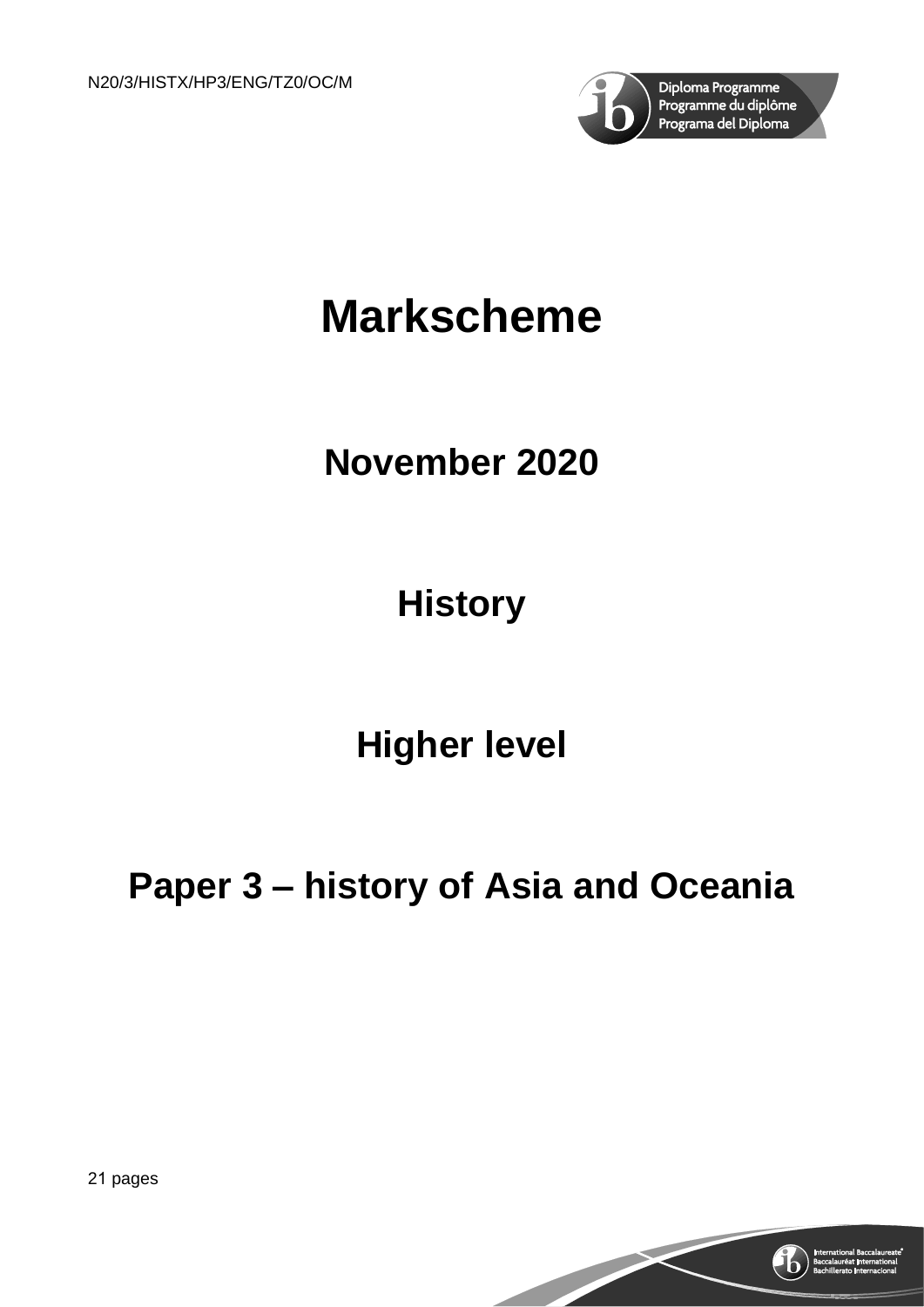N20/3/HISTX/HP3/ENG/TZ0/OC/M

# Markscheme

## November 2020

## History

## Higher level

## Paper 3 – history of Asia and Oceania

21 pages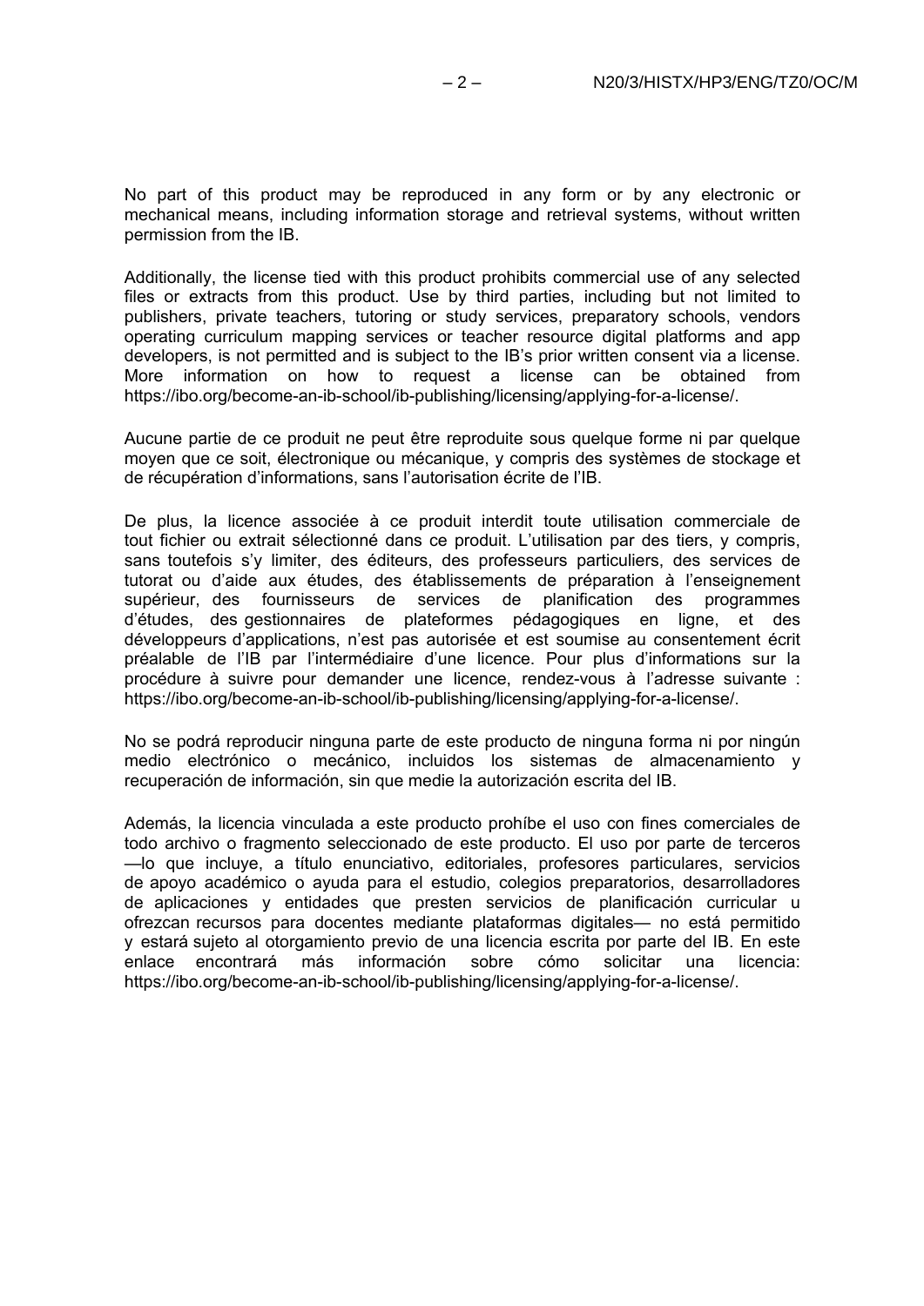No part of this product may be reproduced in any form or by any electronic or mechanical means, including information storage and retrieval systems, without written permission from the IB.

Additionally, the license tied with this product prohibits commercial use of any selected files or extracts from this product. Use by third parties, including but not limited to publishers, private teachers, tutoring or study services, preparatory schools, vendors operating curriculum mapping services or teacher resource digital platforms and app developers, is not permitted and is subject to the IB's prior written consent via a license. More information on how to request a license can be obtained from https://ibo.org/become-an-ib-school/ib-publishing/licensing/applying-for-a-license/.

Aucune partie de ce produit ne peut être reproduite sous quelque forme ni par quelque moyen que ce soit, électronique ou mécanique, y compris des systèmes de stockage et de récupération d'informations, sans l'autorisation écrite de l'IB.

De plus, la licence associée à ce produit interdit toute utilisation commerciale de tout fichier ou extrait sélectionné dans ce produit. L'utilisation par des tiers, y compris, sans toutefois s'y limiter, des éditeurs, des professeurs particuliers, des services de tutorat ou d'aide aux études, des établissements de préparation à l'enseignement supérieur, des fournisseurs de services de planification des programmes d'études, des gestionnaires de plateformes pédagogiques en ligne, et des développeurs d'applications, n'est pas autorisée et est soumise au consentement écrit préalable de l'IB par l'intermédiaire d'une licence. Pour plus d'informations sur la procédure à suivre pour demander une licence, rendez-vous à l'adresse suivante : https://ibo.org/become-an-ib-school/ib-publishing/licensing/applying-for-a-license/.

No se podrá reproducir ninguna parte de este producto de ninguna forma ni por ningún medio electrónico o mecánico, incluidos los sistemas de almacenamiento y recuperación de información, sin que medie la autorización escrita del IB.

Además, la licencia vinculada a este producto prohíbe el uso con fines comerciales de todo archivo o fragmento seleccionado de este producto. El uso por parte de terceros —lo que incluye, a título enunciativo, editoriales, profesores particulares, servicios de apoyo académico o ayuda para el estudio, colegios preparatorios, desarrolladores de aplicaciones y entidades que presten servicios de planificación curricular u ofrezcan recursos para docentes mediante plataformas digitales— no está permitido y estará sujeto al otorgamiento previo de una licencia escrita por parte del IB. En este enlace encontrará más información sobre cómo solicitar una licencia: https://ibo.org/become-an-ib-school/ib-publishing/licensing/applying-for-a-license/.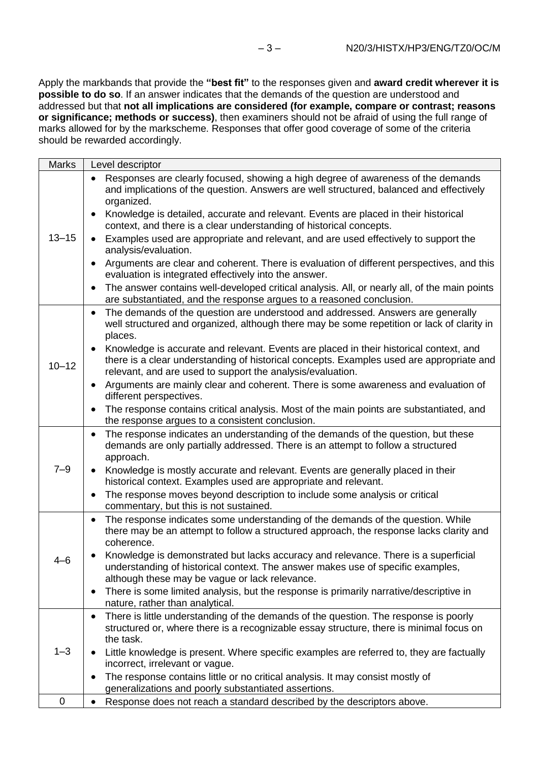Apply the markbands that provide the **"best fit"** to the responses given and **award credit wherever it is possible to do so**. If an answer indicates that the demands of the question are understood and addressed but that **not all implications are considered (for example, compare or contrast; reasons or significance; methods or success)**, then examiners should not be afraid of using the full range of marks allowed for by the markscheme. Responses that offer good coverage of some of the criteria should be rewarded accordingly.

| Marks | Level descriptor |
|---|---|
| 13–15 | • Responses are clearly focused, showing a high degree of awareness of the demands and implications of the question. Answers are well structured, balanced and effectively organized.<br>• Knowledge is detailed, accurate and relevant. Events are placed in their historical context, and there is a clear understanding of historical concepts.<br>• Examples used are appropriate and relevant, and are used effectively to support the analysis/evaluation.<br>• Arguments are clear and coherent. There is evaluation of different perspectives, and this evaluation is integrated effectively into the answer.<br>• The answer contains well-developed critical analysis. All, or nearly all, of the main points are substantiated, and the response argues to a reasoned conclusion. |
| 10–12 | • The demands of the question are understood and addressed. Answers are generally well structured and organized, although there may be some repetition or lack of clarity in places.<br>• Knowledge is accurate and relevant. Events are placed in their historical context, and there is a clear understanding of historical concepts. Examples used are appropriate and relevant, and are used to support the analysis/evaluation.<br>• Arguments are mainly clear and coherent. There is some awareness and evaluation of different perspectives.<br>• The response contains critical analysis. Most of the main points are substantiated, and the response argues to a consistent conclusion. |
| 7–9 | • The response indicates an understanding of the demands of the question, but these demands are only partially addressed. There is an attempt to follow a structured approach.<br>• Knowledge is mostly accurate and relevant. Events are generally placed in their historical context. Examples used are appropriate and relevant.<br>• The response moves beyond description to include some analysis or critical commentary, but this is not sustained. |
| 4–6 | • The response indicates some understanding of the demands of the question. While there may be an attempt to follow a structured approach, the response lacks clarity and coherence.<br>• Knowledge is demonstrated but lacks accuracy and relevance. There is a superficial understanding of historical context. The answer makes use of specific examples, although these may be vague or lack relevance.<br>• There is some limited analysis, but the response is primarily narrative/descriptive in nature, rather than analytical. |
| 1–3 | • There is little understanding of the demands of the question. The response is poorly structured or, where there is a recognizable essay structure, there is minimal focus on the task.<br>• Little knowledge is present. Where specific examples are referred to, they are factually incorrect, irrelevant or vague.<br>• The response contains little or no critical analysis. It may consist mostly of generalizations and poorly substantiated assertions. |
| 0 | • Response does not reach a standard described by the descriptors above. |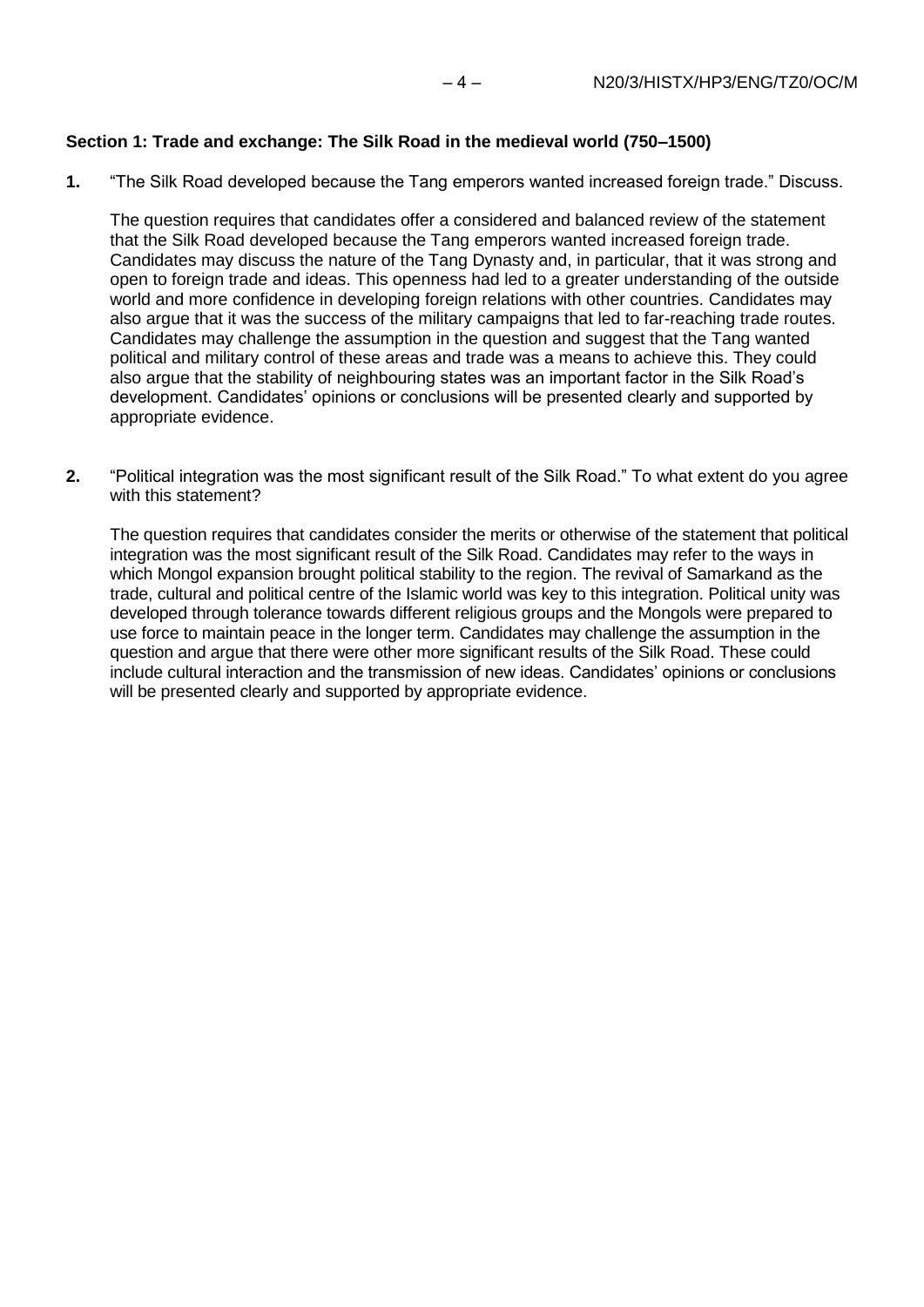**Section 1: Trade and exchange: The Silk Road in the medieval world (750–1500)**

**1.** "The Silk Road developed because the Tang emperors wanted increased foreign trade." Discuss.

The question requires that candidates offer a considered and balanced review of the statement that the Silk Road developed because the Tang emperors wanted increased foreign trade. Candidates may discuss the nature of the Tang Dynasty and, in particular, that it was strong and open to foreign trade and ideas. This openness had led to a greater understanding of the outside world and more confidence in developing foreign relations with other countries. Candidates may also argue that it was the success of the military campaigns that led to far-reaching trade routes. Candidates may challenge the assumption in the question and suggest that the Tang wanted political and military control of these areas and trade was a means to achieve this. They could also argue that the stability of neighbouring states was an important factor in the Silk Road's development. Candidates' opinions or conclusions will be presented clearly and supported by appropriate evidence.

**2.** "Political integration was the most significant result of the Silk Road." To what extent do you agree with this statement?

The question requires that candidates consider the merits or otherwise of the statement that political integration was the most significant result of the Silk Road. Candidates may refer to the ways in which Mongol expansion brought political stability to the region. The revival of Samarkand as the trade, cultural and political centre of the Islamic world was key to this integration. Political unity was developed through tolerance towards different religious groups and the Mongols were prepared to use force to maintain peace in the longer term. Candidates may challenge the assumption in the question and argue that there were other more significant results of the Silk Road. These could include cultural interaction and the transmission of new ideas. Candidates' opinions or conclusions will be presented clearly and supported by appropriate evidence.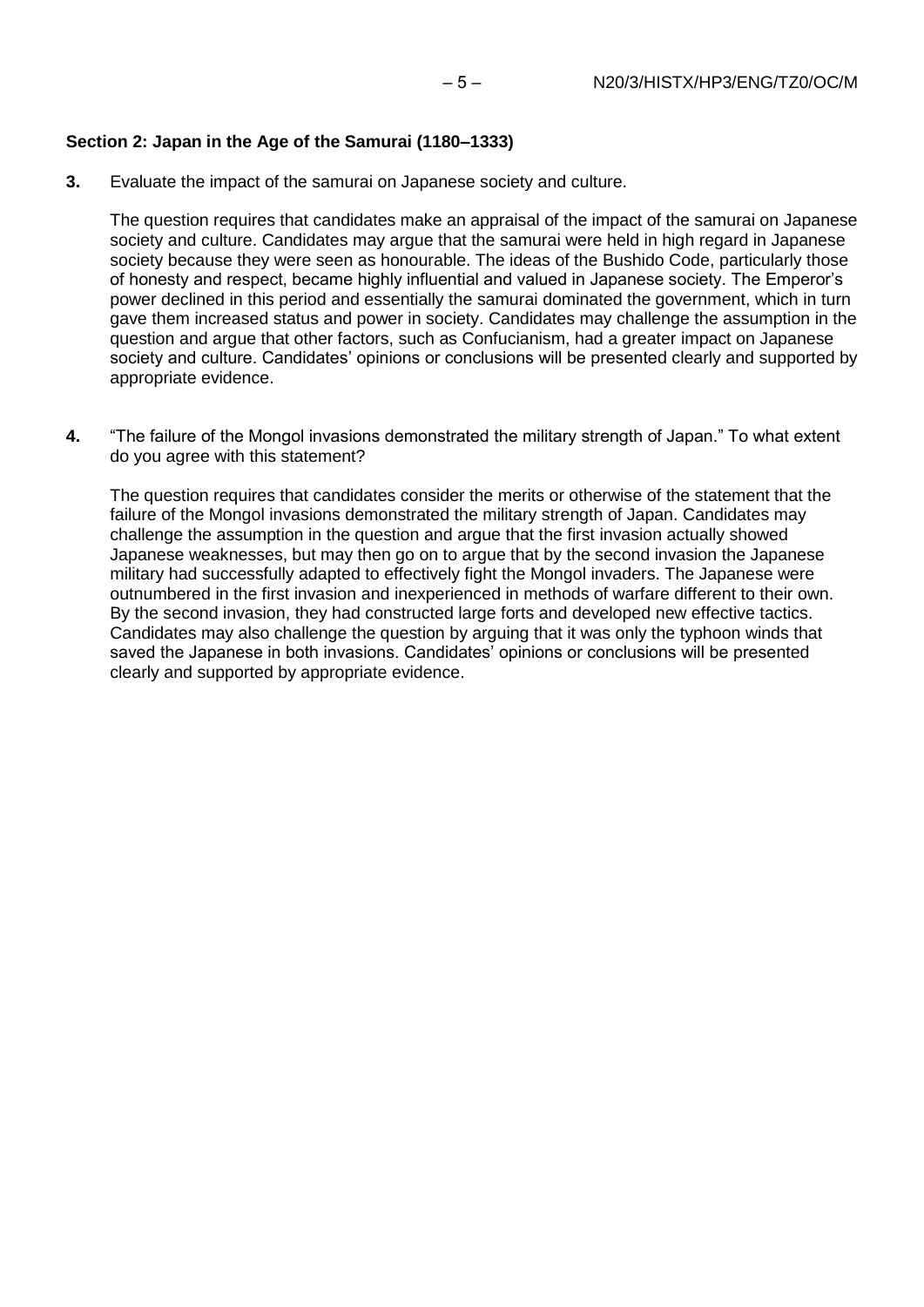**Section 2: Japan in the Age of the Samurai (1180–1333)**

**3.** Evaluate the impact of the samurai on Japanese society and culture.

The question requires that candidates make an appraisal of the impact of the samurai on Japanese society and culture. Candidates may argue that the samurai were held in high regard in Japanese society because they were seen as honourable. The ideas of the Bushido Code, particularly those of honesty and respect, became highly influential and valued in Japanese society. The Emperor's power declined in this period and essentially the samurai dominated the government, which in turn gave them increased status and power in society. Candidates may challenge the assumption in the question and argue that other factors, such as Confucianism, had a greater impact on Japanese society and culture. Candidates' opinions or conclusions will be presented clearly and supported by appropriate evidence.

**4.** "The failure of the Mongol invasions demonstrated the military strength of Japan." To what extent do you agree with this statement?

The question requires that candidates consider the merits or otherwise of the statement that the failure of the Mongol invasions demonstrated the military strength of Japan. Candidates may challenge the assumption in the question and argue that the first invasion actually showed Japanese weaknesses, but may then go on to argue that by the second invasion the Japanese military had successfully adapted to effectively fight the Mongol invaders. The Japanese were outnumbered in the first invasion and inexperienced in methods of warfare different to their own. By the second invasion, they had constructed large forts and developed new effective tactics. Candidates may also challenge the question by arguing that it was only the typhoon winds that saved the Japanese in both invasions. Candidates' opinions or conclusions will be presented clearly and supported by appropriate evidence.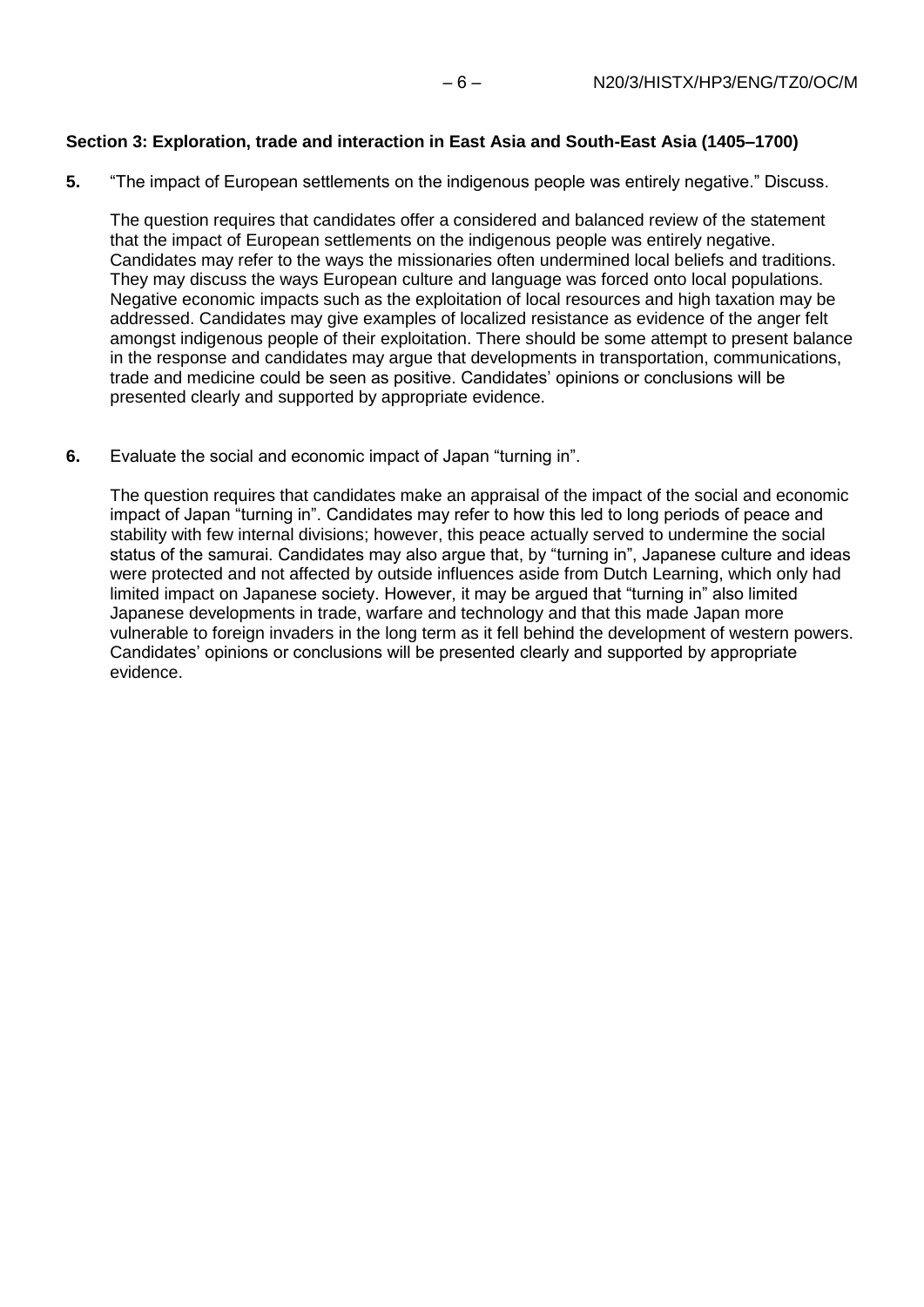**Section 3: Exploration, trade and interaction in East Asia and South-East Asia (1405–1700)**

**5.** "The impact of European settlements on the indigenous people was entirely negative." Discuss.

The question requires that candidates offer a considered and balanced review of the statement that the impact of European settlements on the indigenous people was entirely negative. Candidates may refer to the ways the missionaries often undermined local beliefs and traditions. They may discuss the ways European culture and language was forced onto local populations. Negative economic impacts such as the exploitation of local resources and high taxation may be addressed. Candidates may give examples of localized resistance as evidence of the anger felt amongst indigenous people of their exploitation. There should be some attempt to present balance in the response and candidates may argue that developments in transportation, communications, trade and medicine could be seen as positive. Candidates' opinions or conclusions will be presented clearly and supported by appropriate evidence.

**6.** Evaluate the social and economic impact of Japan "turning in".

The question requires that candidates make an appraisal of the impact of the social and economic impact of Japan "turning in". Candidates may refer to how this led to long periods of peace and stability with few internal divisions; however, this peace actually served to undermine the social status of the samurai. Candidates may also argue that, by "turning in", Japanese culture and ideas were protected and not affected by outside influences aside from Dutch Learning, which only had limited impact on Japanese society. However, it may be argued that "turning in" also limited Japanese developments in trade, warfare and technology and that this made Japan more vulnerable to foreign invaders in the long term as it fell behind the development of western powers. Candidates' opinions or conclusions will be presented clearly and supported by appropriate evidence.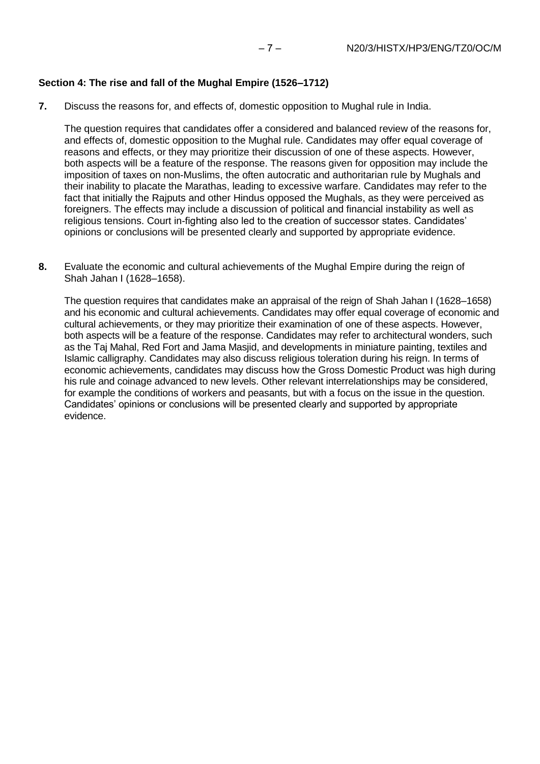**Section 4: The rise and fall of the Mughal Empire (1526–1712)**

**7.** Discuss the reasons for, and effects of, domestic opposition to Mughal rule in India.

The question requires that candidates offer a considered and balanced review of the reasons for, and effects of, domestic opposition to the Mughal rule. Candidates may offer equal coverage of reasons and effects, or they may prioritize their discussion of one of these aspects. However, both aspects will be a feature of the response. The reasons given for opposition may include the imposition of taxes on non-Muslims, the often autocratic and authoritarian rule by Mughals and their inability to placate the Marathas, leading to excessive warfare. Candidates may refer to the fact that initially the Rajputs and other Hindus opposed the Mughals, as they were perceived as foreigners. The effects may include a discussion of political and financial instability as well as religious tensions. Court in-fighting also led to the creation of successor states. Candidates' opinions or conclusions will be presented clearly and supported by appropriate evidence.

**8.** Evaluate the economic and cultural achievements of the Mughal Empire during the reign of Shah Jahan I (1628–1658).

The question requires that candidates make an appraisal of the reign of Shah Jahan I (1628–1658) and his economic and cultural achievements. Candidates may offer equal coverage of economic and cultural achievements, or they may prioritize their examination of one of these aspects. However, both aspects will be a feature of the response. Candidates may refer to architectural wonders, such as the Taj Mahal, Red Fort and Jama Masjid, and developments in miniature painting, textiles and Islamic calligraphy. Candidates may also discuss religious toleration during his reign. In terms of economic achievements, candidates may discuss how the Gross Domestic Product was high during his rule and coinage advanced to new levels. Other relevant interrelationships may be considered, for example the conditions of workers and peasants, but with a focus on the issue in the question. Candidates' opinions or conclusions will be presented clearly and supported by appropriate evidence.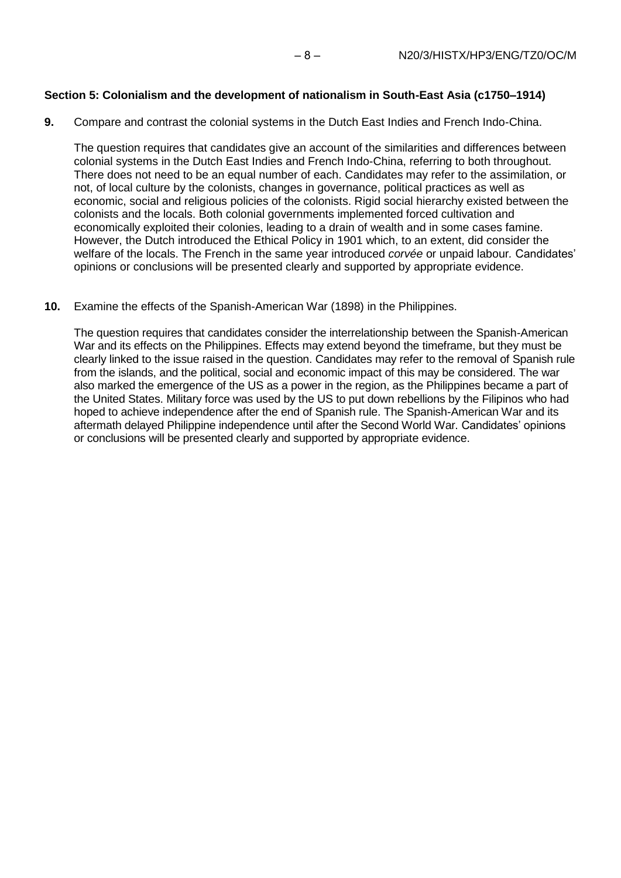**Section 5: Colonialism and the development of nationalism in South-East Asia (c1750–1914)**

**9.** Compare and contrast the colonial systems in the Dutch East Indies and French Indo-China.

The question requires that candidates give an account of the similarities and differences between colonial systems in the Dutch East Indies and French Indo-China, referring to both throughout. There does not need to be an equal number of each. Candidates may refer to the assimilation, or not, of local culture by the colonists, changes in governance, political practices as well as economic, social and religious policies of the colonists. Rigid social hierarchy existed between the colonists and the locals. Both colonial governments implemented forced cultivation and economically exploited their colonies, leading to a drain of wealth and in some cases famine. However, the Dutch introduced the Ethical Policy in 1901 which, to an extent, did consider the welfare of the locals. The French in the same year introduced *corvée* or unpaid labour. Candidates' opinions or conclusions will be presented clearly and supported by appropriate evidence.

**10.** Examine the effects of the Spanish-American War (1898) in the Philippines.

The question requires that candidates consider the interrelationship between the Spanish-American War and its effects on the Philippines. Effects may extend beyond the timeframe, but they must be clearly linked to the issue raised in the question. Candidates may refer to the removal of Spanish rule from the islands, and the political, social and economic impact of this may be considered. The war also marked the emergence of the US as a power in the region, as the Philippines became a part of the United States. Military force was used by the US to put down rebellions by the Filipinos who had hoped to achieve independence after the end of Spanish rule. The Spanish-American War and its aftermath delayed Philippine independence until after the Second World War. Candidates' opinions or conclusions will be presented clearly and supported by appropriate evidence.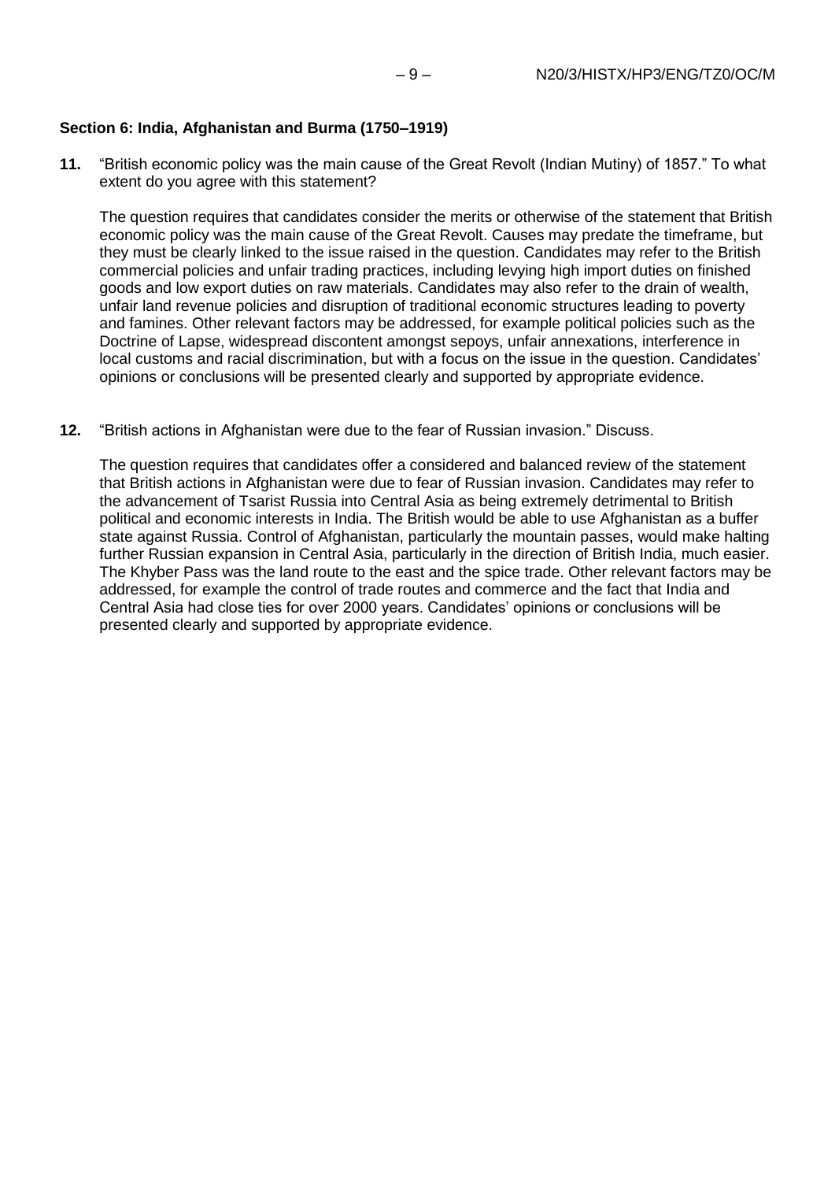### Section 6: India, Afghanistan and Burma (1750–1919)

**11.** "British economic policy was the main cause of the Great Revolt (Indian Mutiny) of 1857." To what extent do you agree with this statement?

The question requires that candidates consider the merits or otherwise of the statement that British economic policy was the main cause of the Great Revolt. Causes may predate the timeframe, but they must be clearly linked to the issue raised in the question. Candidates may refer to the British commercial policies and unfair trading practices, including levying high import duties on finished goods and low export duties on raw materials. Candidates may also refer to the drain of wealth, unfair land revenue policies and disruption of traditional economic structures leading to poverty and famines. Other relevant factors may be addressed, for example political policies such as the Doctrine of Lapse, widespread discontent amongst sepoys, unfair annexations, interference in local customs and racial discrimination, but with a focus on the issue in the question. Candidates' opinions or conclusions will be presented clearly and supported by appropriate evidence.

**12.** "British actions in Afghanistan were due to the fear of Russian invasion." Discuss.

The question requires that candidates offer a considered and balanced review of the statement that British actions in Afghanistan were due to fear of Russian invasion. Candidates may refer to the advancement of Tsarist Russia into Central Asia as being extremely detrimental to British political and economic interests in India. The British would be able to use Afghanistan as a buffer state against Russia. Control of Afghanistan, particularly the mountain passes, would make halting further Russian expansion in Central Asia, particularly in the direction of British India, much easier. The Khyber Pass was the land route to the east and the spice trade. Other relevant factors may be addressed, for example the control of trade routes and commerce and the fact that India and Central Asia had close ties for over 2000 years. Candidates' opinions or conclusions will be presented clearly and supported by appropriate evidence.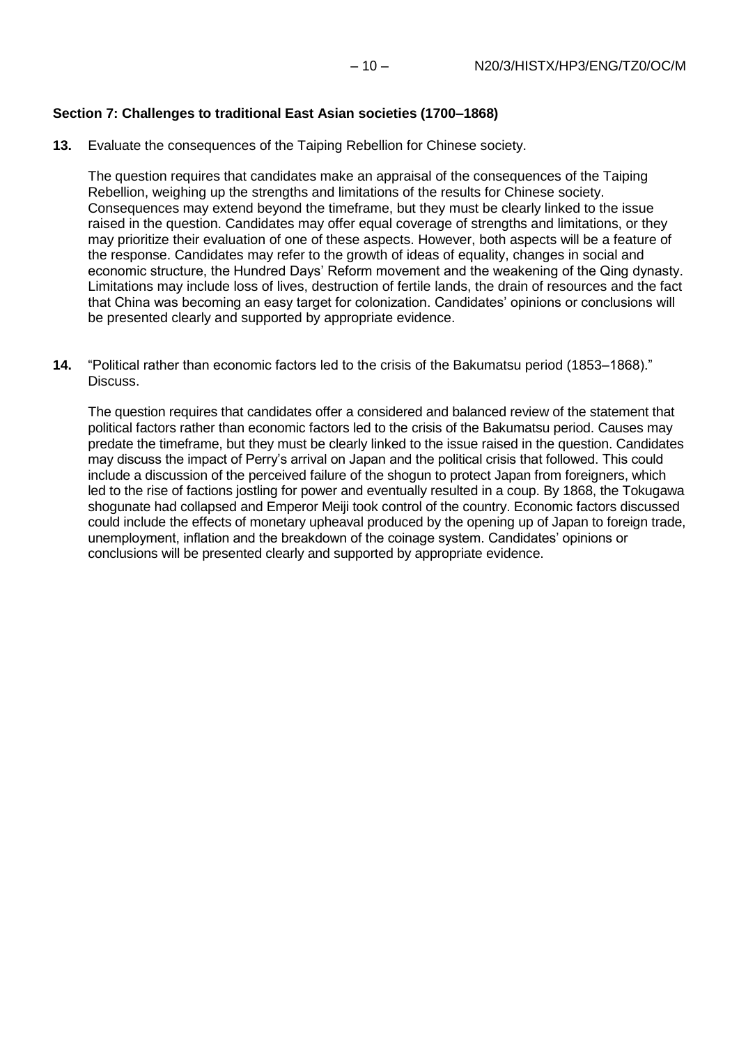**Section 7: Challenges to traditional East Asian societies (1700–1868)**

**13.** Evaluate the consequences of the Taiping Rebellion for Chinese society.

The question requires that candidates make an appraisal of the consequences of the Taiping Rebellion, weighing up the strengths and limitations of the results for Chinese society. Consequences may extend beyond the timeframe, but they must be clearly linked to the issue raised in the question. Candidates may offer equal coverage of strengths and limitations, or they may prioritize their evaluation of one of these aspects. However, both aspects will be a feature of the response. Candidates may refer to the growth of ideas of equality, changes in social and economic structure, the Hundred Days' Reform movement and the weakening of the Qing dynasty. Limitations may include loss of lives, destruction of fertile lands, the drain of resources and the fact that China was becoming an easy target for colonization. Candidates' opinions or conclusions will be presented clearly and supported by appropriate evidence.

**14.** "Political rather than economic factors led to the crisis of the Bakumatsu period (1853–1868)." Discuss.

The question requires that candidates offer a considered and balanced review of the statement that political factors rather than economic factors led to the crisis of the Bakumatsu period. Causes may predate the timeframe, but they must be clearly linked to the issue raised in the question. Candidates may discuss the impact of Perry's arrival on Japan and the political crisis that followed. This could include a discussion of the perceived failure of the shogun to protect Japan from foreigners, which led to the rise of factions jostling for power and eventually resulted in a coup. By 1868, the Tokugawa shogunate had collapsed and Emperor Meiji took control of the country. Economic factors discussed could include the effects of monetary upheaval produced by the opening up of Japan to foreign trade, unemployment, inflation and the breakdown of the coinage system. Candidates' opinions or conclusions will be presented clearly and supported by appropriate evidence.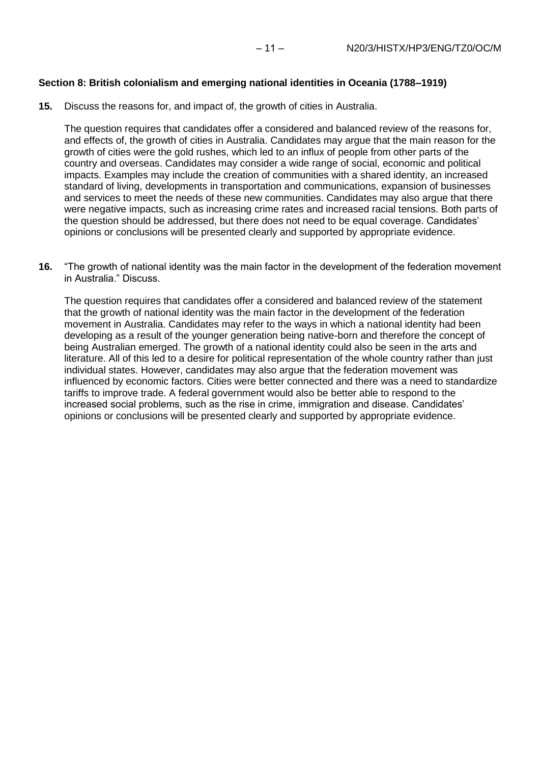**Section 8: British colonialism and emerging national identities in Oceania (1788–1919)**

**15.** Discuss the reasons for, and impact of, the growth of cities in Australia.

The question requires that candidates offer a considered and balanced review of the reasons for, and effects of, the growth of cities in Australia. Candidates may argue that the main reason for the growth of cities were the gold rushes, which led to an influx of people from other parts of the country and overseas. Candidates may consider a wide range of social, economic and political impacts. Examples may include the creation of communities with a shared identity, an increased standard of living, developments in transportation and communications, expansion of businesses and services to meet the needs of these new communities. Candidates may also argue that there were negative impacts, such as increasing crime rates and increased racial tensions. Both parts of the question should be addressed, but there does not need to be equal coverage. Candidates' opinions or conclusions will be presented clearly and supported by appropriate evidence.

**16.** "The growth of national identity was the main factor in the development of the federation movement in Australia." Discuss.

The question requires that candidates offer a considered and balanced review of the statement that the growth of national identity was the main factor in the development of the federation movement in Australia. Candidates may refer to the ways in which a national identity had been developing as a result of the younger generation being native-born and therefore the concept of being Australian emerged. The growth of a national identity could also be seen in the arts and literature. All of this led to a desire for political representation of the whole country rather than just individual states. However, candidates may also argue that the federation movement was influenced by economic factors. Cities were better connected and there was a need to standardize tariffs to improve trade. A federal government would also be better able to respond to the increased social problems, such as the rise in crime, immigration and disease. Candidates' opinions or conclusions will be presented clearly and supported by appropriate evidence.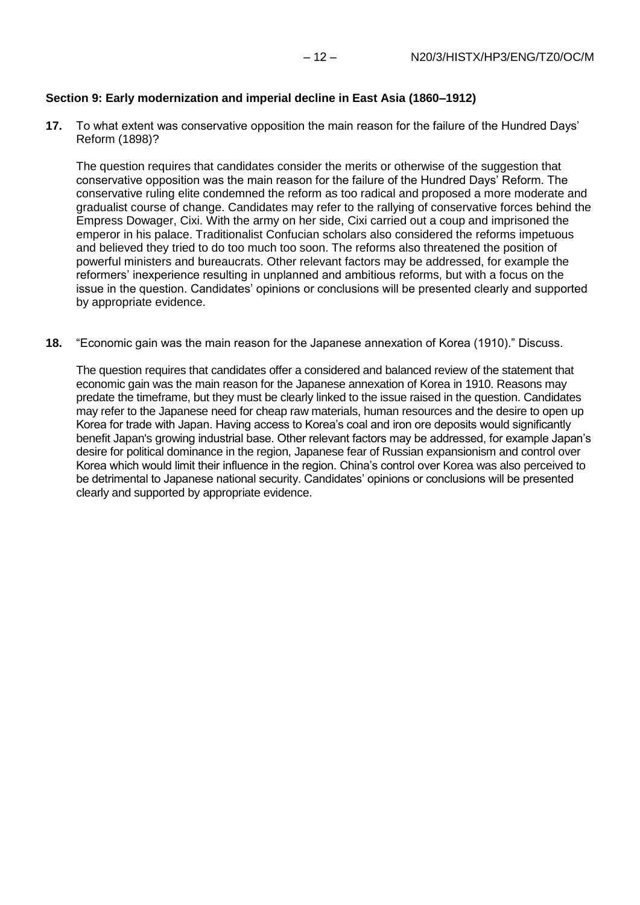### Section 9: Early modernization and imperial decline in East Asia (1860–1912)

**17.** To what extent was conservative opposition the main reason for the failure of the Hundred Days' Reform (1898)?

The question requires that candidates consider the merits or otherwise of the suggestion that conservative opposition was the main reason for the failure of the Hundred Days' Reform. The conservative ruling elite condemned the reform as too radical and proposed a more moderate and gradualist course of change. Candidates may refer to the rallying of conservative forces behind the Empress Dowager, Cixi. With the army on her side, Cixi carried out a coup and imprisoned the emperor in his palace. Traditionalist Confucian scholars also considered the reforms impetuous and believed they tried to do too much too soon. The reforms also threatened the position of powerful ministers and bureaucrats. Other relevant factors may be addressed, for example the reformers' inexperience resulting in unplanned and ambitious reforms, but with a focus on the issue in the question. Candidates' opinions or conclusions will be presented clearly and supported by appropriate evidence.

**18.** "Economic gain was the main reason for the Japanese annexation of Korea (1910)." Discuss.

The question requires that candidates offer a considered and balanced review of the statement that economic gain was the main reason for the Japanese annexation of Korea in 1910. Reasons may predate the timeframe, but they must be clearly linked to the issue raised in the question. Candidates may refer to the Japanese need for cheap raw materials, human resources and the desire to open up Korea for trade with Japan. Having access to Korea's coal and iron ore deposits would significantly benefit Japan's growing industrial base. Other relevant factors may be addressed, for example Japan's desire for political dominance in the region, Japanese fear of Russian expansionism and control over Korea which would limit their influence in the region. China's control over Korea was also perceived to be detrimental to Japanese national security. Candidates' opinions or conclusions will be presented clearly and supported by appropriate evidence.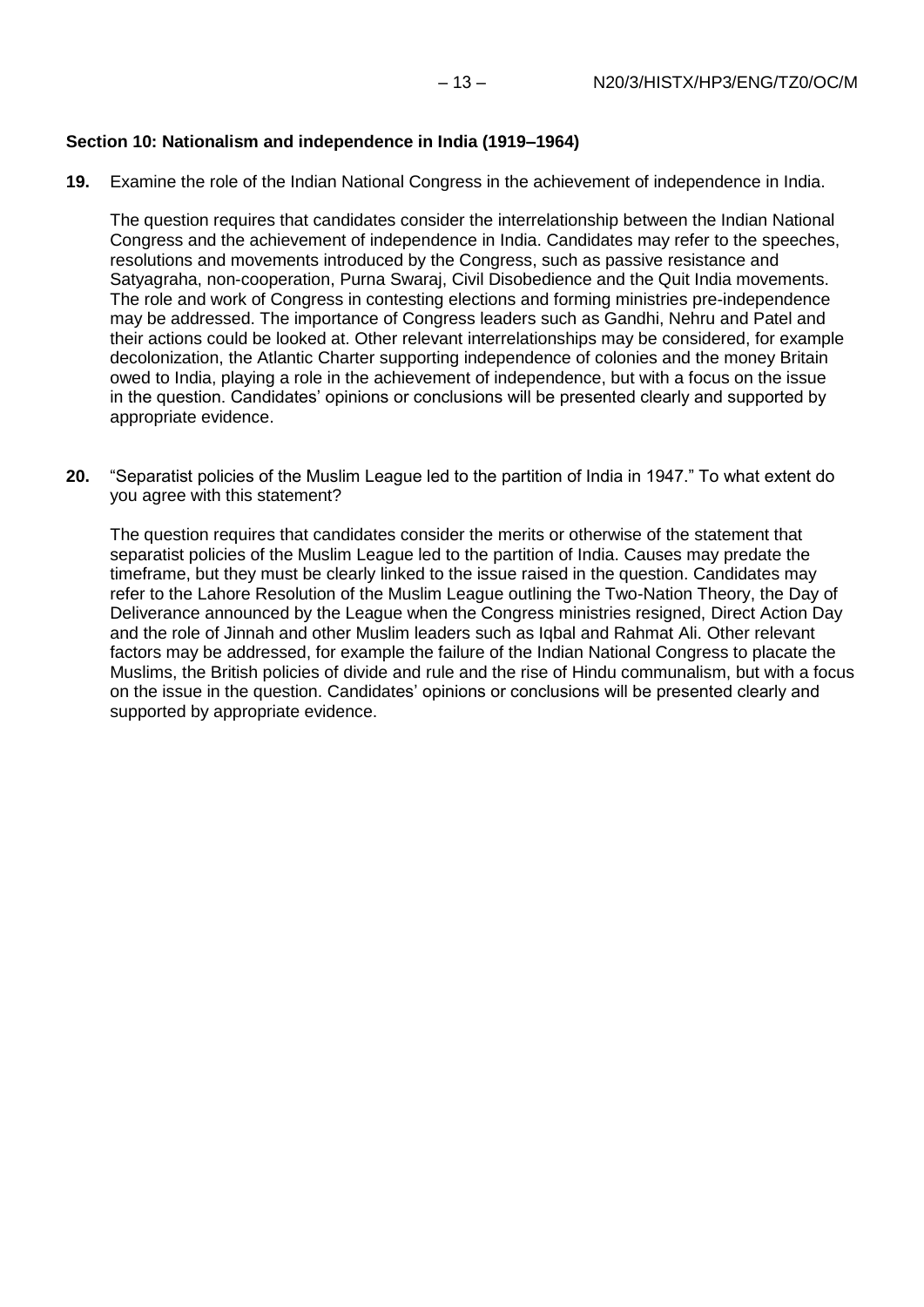**Section 10: Nationalism and independence in India (1919–1964)**

**19.** Examine the role of the Indian National Congress in the achievement of independence in India.

The question requires that candidates consider the interrelationship between the Indian National Congress and the achievement of independence in India. Candidates may refer to the speeches, resolutions and movements introduced by the Congress, such as passive resistance and Satyagraha, non-cooperation, Purna Swaraj, Civil Disobedience and the Quit India movements. The role and work of Congress in contesting elections and forming ministries pre-independence may be addressed. The importance of Congress leaders such as Gandhi, Nehru and Patel and their actions could be looked at. Other relevant interrelationships may be considered, for example decolonization, the Atlantic Charter supporting independence of colonies and the money Britain owed to India, playing a role in the achievement of independence, but with a focus on the issue in the question. Candidates' opinions or conclusions will be presented clearly and supported by appropriate evidence.

**20.** "Separatist policies of the Muslim League led to the partition of India in 1947." To what extent do you agree with this statement?

The question requires that candidates consider the merits or otherwise of the statement that separatist policies of the Muslim League led to the partition of India. Causes may predate the timeframe, but they must be clearly linked to the issue raised in the question. Candidates may refer to the Lahore Resolution of the Muslim League outlining the Two-Nation Theory, the Day of Deliverance announced by the League when the Congress ministries resigned, Direct Action Day and the role of Jinnah and other Muslim leaders such as Iqbal and Rahmat Ali. Other relevant factors may be addressed, for example the failure of the Indian National Congress to placate the Muslims, the British policies of divide and rule and the rise of Hindu communalism, but with a focus on the issue in the question. Candidates' opinions or conclusions will be presented clearly and supported by appropriate evidence.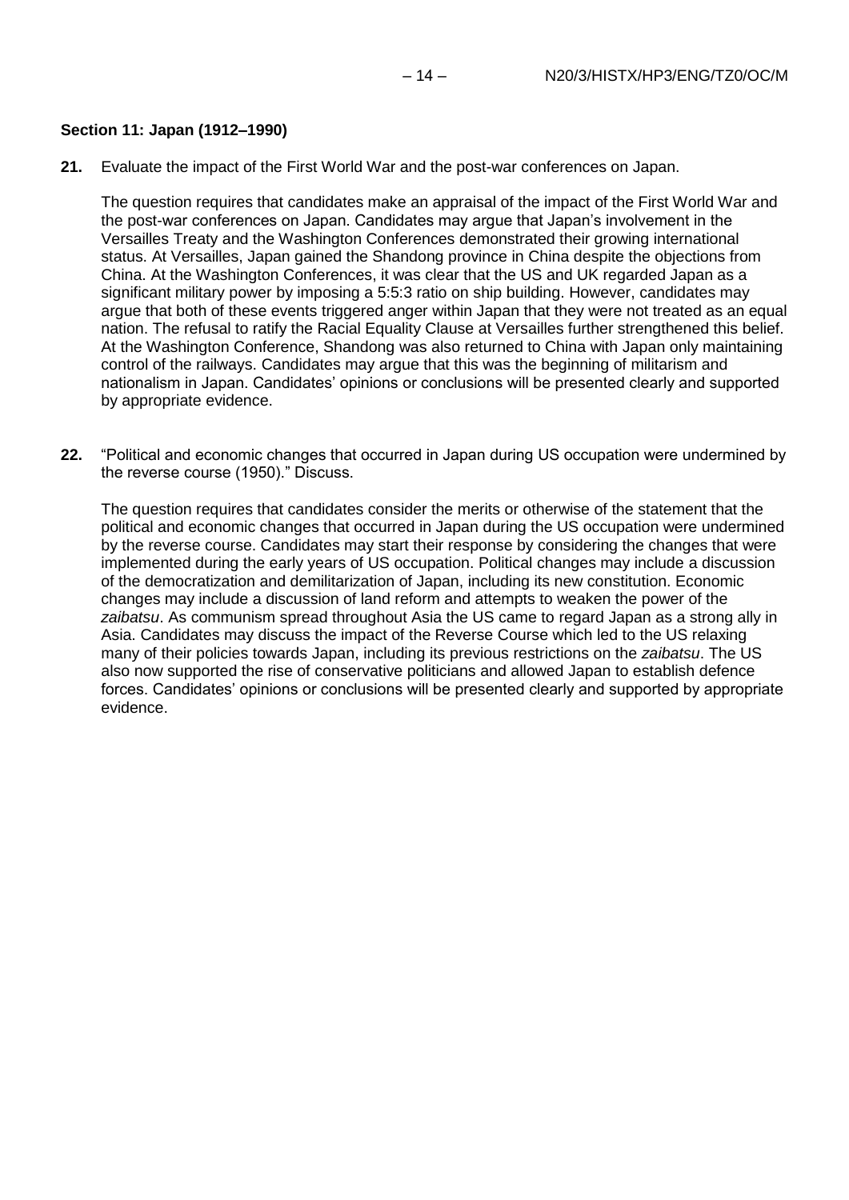**Section 11: Japan (1912–1990)**

**21.** Evaluate the impact of the First World War and the post-war conferences on Japan.

The question requires that candidates make an appraisal of the impact of the First World War and the post-war conferences on Japan. Candidates may argue that Japan's involvement in the Versailles Treaty and the Washington Conferences demonstrated their growing international status. At Versailles, Japan gained the Shandong province in China despite the objections from China. At the Washington Conferences, it was clear that the US and UK regarded Japan as a significant military power by imposing a 5:5:3 ratio on ship building. However, candidates may argue that both of these events triggered anger within Japan that they were not treated as an equal nation. The refusal to ratify the Racial Equality Clause at Versailles further strengthened this belief. At the Washington Conference, Shandong was also returned to China with Japan only maintaining control of the railways. Candidates may argue that this was the beginning of militarism and nationalism in Japan. Candidates' opinions or conclusions will be presented clearly and supported by appropriate evidence.

**22.** "Political and economic changes that occurred in Japan during US occupation were undermined by the reverse course (1950)." Discuss.

The question requires that candidates consider the merits or otherwise of the statement that the political and economic changes that occurred in Japan during the US occupation were undermined by the reverse course. Candidates may start their response by considering the changes that were implemented during the early years of US occupation. Political changes may include a discussion of the democratization and demilitarization of Japan, including its new constitution. Economic changes may include a discussion of land reform and attempts to weaken the power of the *zaibatsu*. As communism spread throughout Asia the US came to regard Japan as a strong ally in Asia. Candidates may discuss the impact of the Reverse Course which led to the US relaxing many of their policies towards Japan, including its previous restrictions on the *zaibatsu*. The US also now supported the rise of conservative politicians and allowed Japan to establish defence forces. Candidates' opinions or conclusions will be presented clearly and supported by appropriate evidence.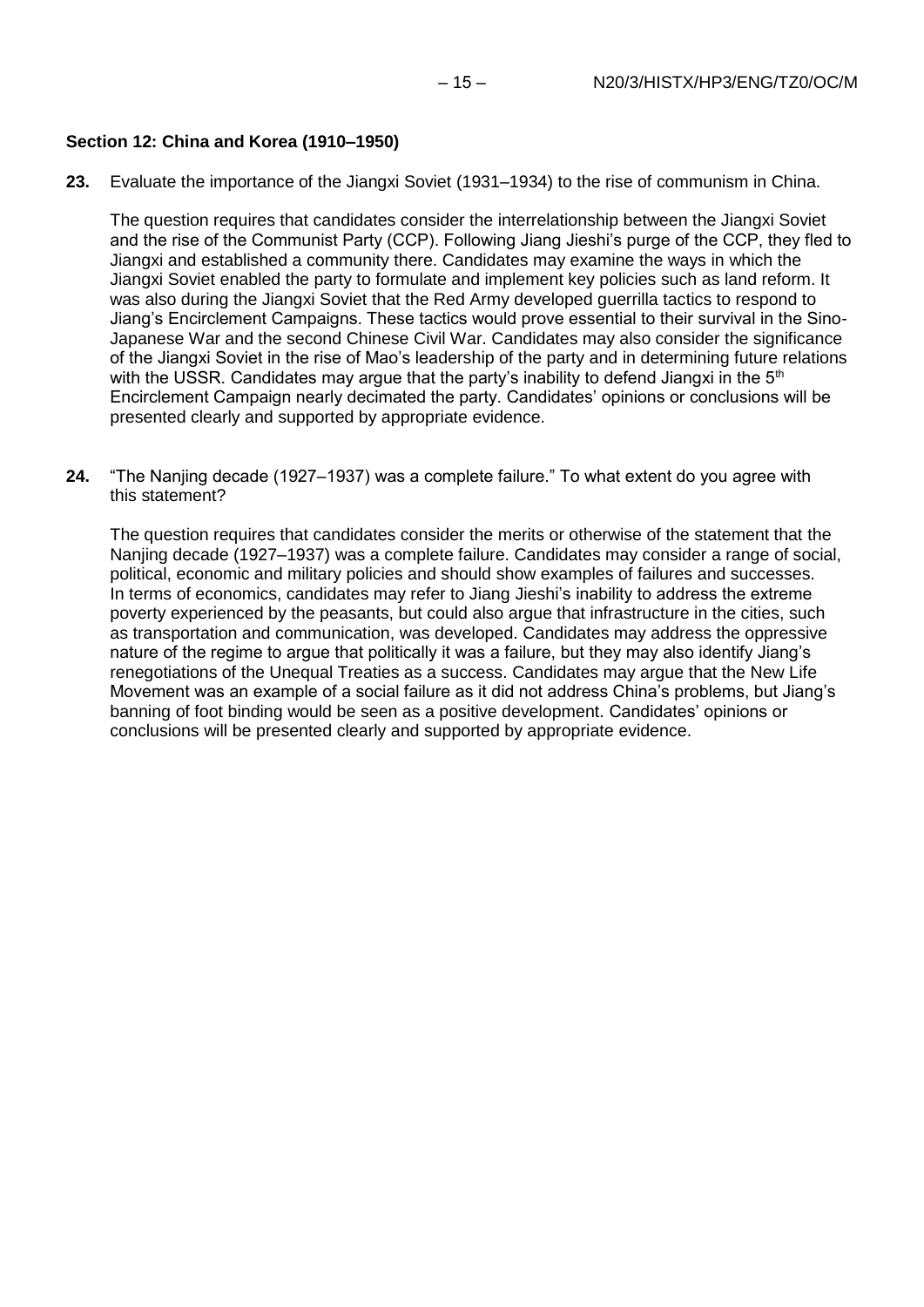**Section 12: China and Korea (1910–1950)**

**23.** Evaluate the importance of the Jiangxi Soviet (1931–1934) to the rise of communism in China.

The question requires that candidates consider the interrelationship between the Jiangxi Soviet and the rise of the Communist Party (CCP). Following Jiang Jieshi's purge of the CCP, they fled to Jiangxi and established a community there. Candidates may examine the ways in which the Jiangxi Soviet enabled the party to formulate and implement key policies such as land reform. It was also during the Jiangxi Soviet that the Red Army developed guerrilla tactics to respond to Jiang's Encirclement Campaigns. These tactics would prove essential to their survival in the Sino-Japanese War and the second Chinese Civil War. Candidates may also consider the significance of the Jiangxi Soviet in the rise of Mao's leadership of the party and in determining future relations with the USSR. Candidates may argue that the party's inability to defend Jiangxi in the 5th Encirclement Campaign nearly decimated the party. Candidates' opinions or conclusions will be presented clearly and supported by appropriate evidence.

**24.** "The Nanjing decade (1927–1937) was a complete failure." To what extent do you agree with this statement?

The question requires that candidates consider the merits or otherwise of the statement that the Nanjing decade (1927–1937) was a complete failure. Candidates may consider a range of social, political, economic and military policies and should show examples of failures and successes. In terms of economics, candidates may refer to Jiang Jieshi's inability to address the extreme poverty experienced by the peasants, but could also argue that infrastructure in the cities, such as transportation and communication, was developed. Candidates may address the oppressive nature of the regime to argue that politically it was a failure, but they may also identify Jiang's renegotiations of the Unequal Treaties as a success. Candidates may argue that the New Life Movement was an example of a social failure as it did not address China's problems, but Jiang's banning of foot binding would be seen as a positive development. Candidates' opinions or conclusions will be presented clearly and supported by appropriate evidence.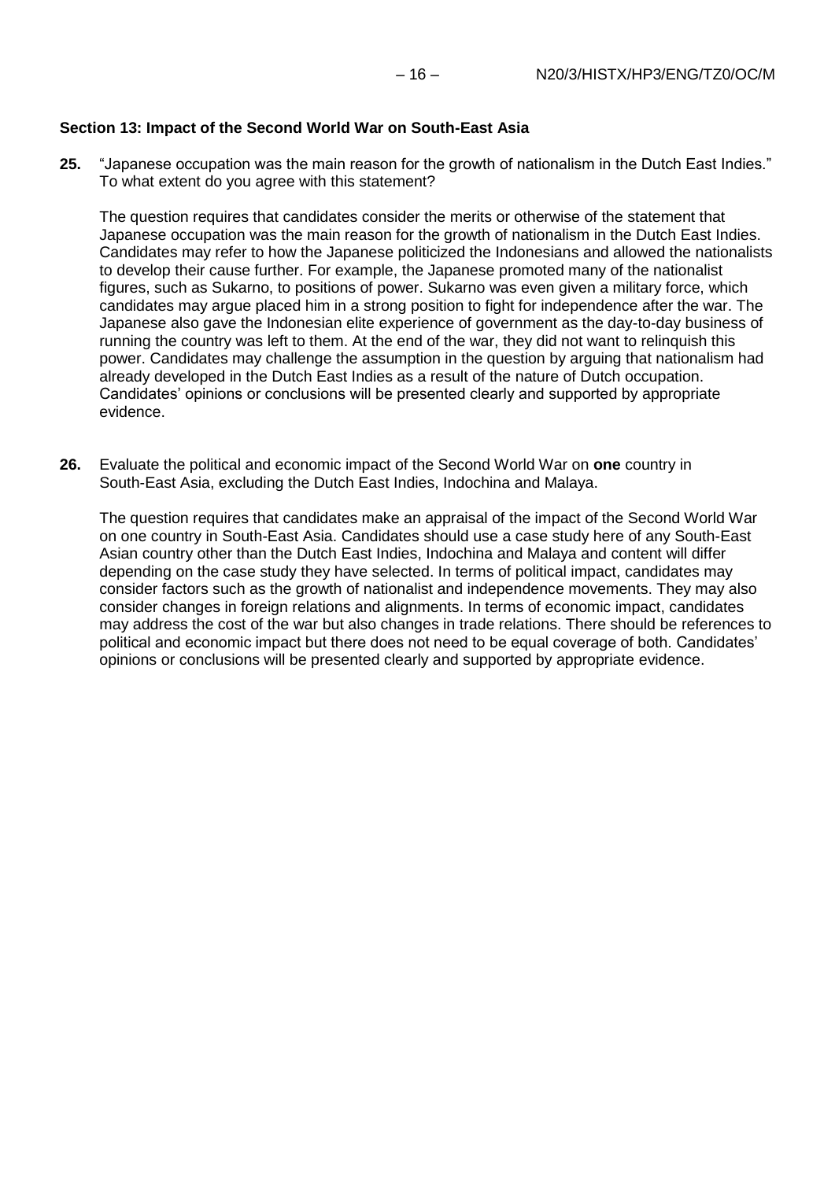**Section 13: Impact of the Second World War on South-East Asia**

**25.** "Japanese occupation was the main reason for the growth of nationalism in the Dutch East Indies." To what extent do you agree with this statement?

The question requires that candidates consider the merits or otherwise of the statement that Japanese occupation was the main reason for the growth of nationalism in the Dutch East Indies. Candidates may refer to how the Japanese politicized the Indonesians and allowed the nationalists to develop their cause further. For example, the Japanese promoted many of the nationalist figures, such as Sukarno, to positions of power. Sukarno was even given a military force, which candidates may argue placed him in a strong position to fight for independence after the war. The Japanese also gave the Indonesian elite experience of government as the day-to-day business of running the country was left to them. At the end of the war, they did not want to relinquish this power. Candidates may challenge the assumption in the question by arguing that nationalism had already developed in the Dutch East Indies as a result of the nature of Dutch occupation. Candidates' opinions or conclusions will be presented clearly and supported by appropriate evidence.

**26.** Evaluate the political and economic impact of the Second World War on **one** country in South-East Asia, excluding the Dutch East Indies, Indochina and Malaya.

The question requires that candidates make an appraisal of the impact of the Second World War on one country in South-East Asia. Candidates should use a case study here of any South-East Asian country other than the Dutch East Indies, Indochina and Malaya and content will differ depending on the case study they have selected. In terms of political impact, candidates may consider factors such as the growth of nationalist and independence movements. They may also consider changes in foreign relations and alignments. In terms of economic impact, candidates may address the cost of the war but also changes in trade relations. There should be references to political and economic impact but there does not need to be equal coverage of both. Candidates' opinions or conclusions will be presented clearly and supported by appropriate evidence.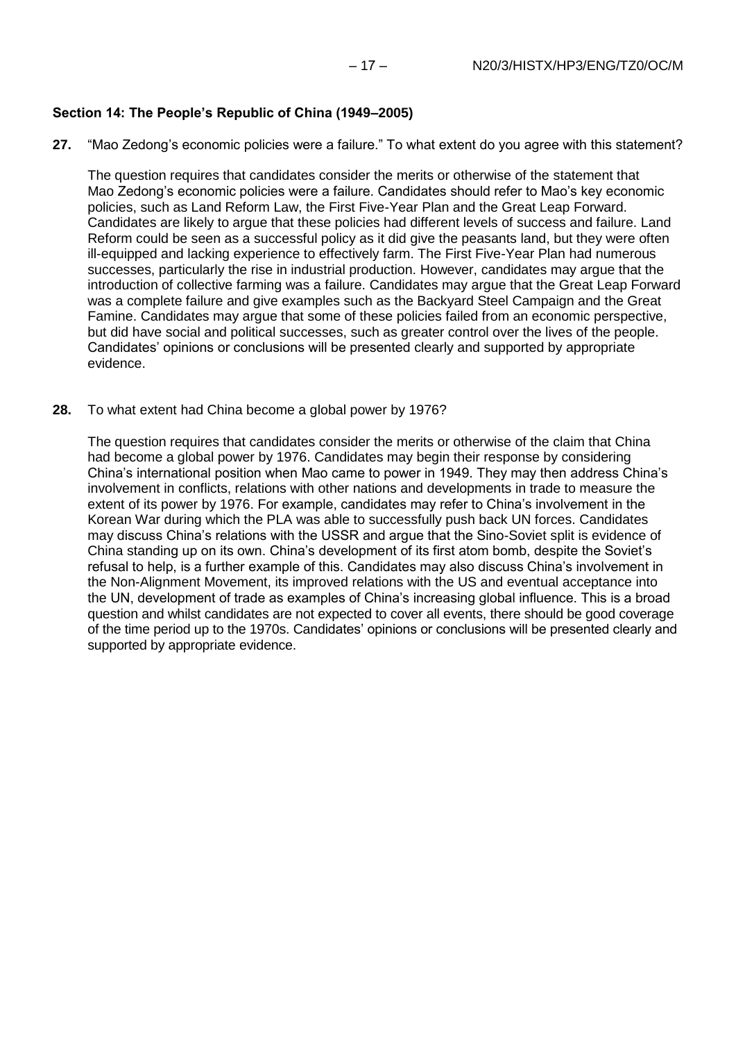## Section 14: The People's Republic of China (1949–2005)

**27.** "Mao Zedong's economic policies were a failure." To what extent do you agree with this statement?

The question requires that candidates consider the merits or otherwise of the statement that Mao Zedong's economic policies were a failure. Candidates should refer to Mao's key economic policies, such as Land Reform Law, the First Five-Year Plan and the Great Leap Forward. Candidates are likely to argue that these policies had different levels of success and failure. Land Reform could be seen as a successful policy as it did give the peasants land, but they were often ill-equipped and lacking experience to effectively farm. The First Five-Year Plan had numerous successes, particularly the rise in industrial production. However, candidates may argue that the introduction of collective farming was a failure. Candidates may argue that the Great Leap Forward was a complete failure and give examples such as the Backyard Steel Campaign and the Great Famine. Candidates may argue that some of these policies failed from an economic perspective, but did have social and political successes, such as greater control over the lives of the people. Candidates' opinions or conclusions will be presented clearly and supported by appropriate evidence.

**28.** To what extent had China become a global power by 1976?

The question requires that candidates consider the merits or otherwise of the claim that China had become a global power by 1976. Candidates may begin their response by considering China's international position when Mao came to power in 1949. They may then address China's involvement in conflicts, relations with other nations and developments in trade to measure the extent of its power by 1976. For example, candidates may refer to China's involvement in the Korean War during which the PLA was able to successfully push back UN forces. Candidates may discuss China's relations with the USSR and argue that the Sino-Soviet split is evidence of China standing up on its own. China's development of its first atom bomb, despite the Soviet's refusal to help, is a further example of this. Candidates may also discuss China's involvement in the Non-Alignment Movement, its improved relations with the US and eventual acceptance into the UN, development of trade as examples of China's increasing global influence. This is a broad question and whilst candidates are not expected to cover all events, there should be good coverage of the time period up to the 1970s. Candidates' opinions or conclusions will be presented clearly and supported by appropriate evidence.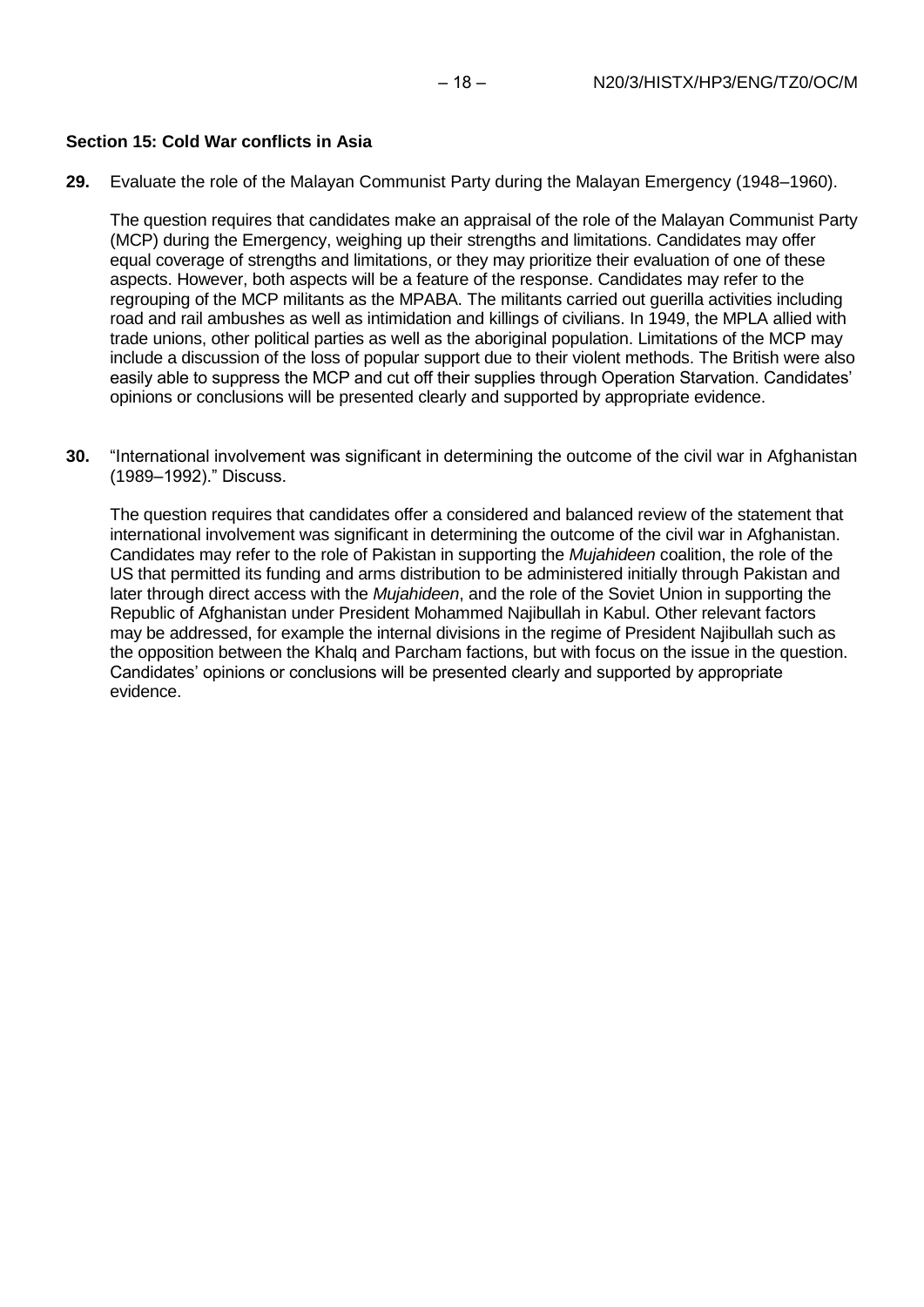### Section 15: Cold War conflicts in Asia

**29.** Evaluate the role of the Malayan Communist Party during the Malayan Emergency (1948–1960).

The question requires that candidates make an appraisal of the role of the Malayan Communist Party (MCP) during the Emergency, weighing up their strengths and limitations. Candidates may offer equal coverage of strengths and limitations, or they may prioritize their evaluation of one of these aspects. However, both aspects will be a feature of the response. Candidates may refer to the regrouping of the MCP militants as the MPABA. The militants carried out guerilla activities including road and rail ambushes as well as intimidation and killings of civilians. In 1949, the MPLA allied with trade unions, other political parties as well as the aboriginal population. Limitations of the MCP may include a discussion of the loss of popular support due to their violent methods. The British were also easily able to suppress the MCP and cut off their supplies through Operation Starvation. Candidates' opinions or conclusions will be presented clearly and supported by appropriate evidence.

**30.** "International involvement was significant in determining the outcome of the civil war in Afghanistan (1989–1992)." Discuss.

The question requires that candidates offer a considered and balanced review of the statement that international involvement was significant in determining the outcome of the civil war in Afghanistan. Candidates may refer to the role of Pakistan in supporting the *Mujahideen* coalition, the role of the US that permitted its funding and arms distribution to be administered initially through Pakistan and later through direct access with the *Mujahideen*, and the role of the Soviet Union in supporting the Republic of Afghanistan under President Mohammed Najibullah in Kabul. Other relevant factors may be addressed, for example the internal divisions in the regime of President Najibullah such as the opposition between the Khalq and Parcham factions, but with focus on the issue in the question. Candidates' opinions or conclusions will be presented clearly and supported by appropriate evidence.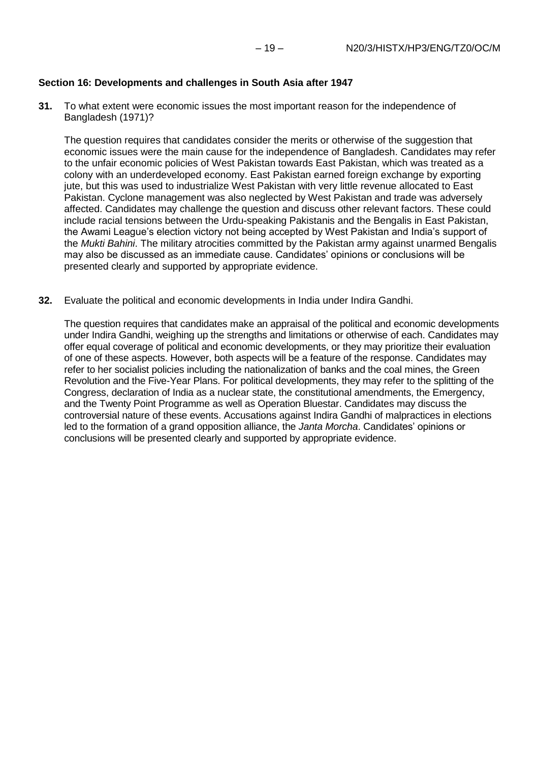### Section 16: Developments and challenges in South Asia after 1947

**31.** To what extent were economic issues the most important reason for the independence of Bangladesh (1971)?

The question requires that candidates consider the merits or otherwise of the suggestion that economic issues were the main cause for the independence of Bangladesh. Candidates may refer to the unfair economic policies of West Pakistan towards East Pakistan, which was treated as a colony with an underdeveloped economy. East Pakistan earned foreign exchange by exporting jute, but this was used to industrialize West Pakistan with very little revenue allocated to East Pakistan. Cyclone management was also neglected by West Pakistan and trade was adversely affected. Candidates may challenge the question and discuss other relevant factors. These could include racial tensions between the Urdu-speaking Pakistanis and the Bengalis in East Pakistan, the Awami League's election victory not being accepted by West Pakistan and India's support of the *Mukti Bahini*. The military atrocities committed by the Pakistan army against unarmed Bengalis may also be discussed as an immediate cause. Candidates' opinions or conclusions will be presented clearly and supported by appropriate evidence.

**32.** Evaluate the political and economic developments in India under Indira Gandhi.

The question requires that candidates make an appraisal of the political and economic developments under Indira Gandhi, weighing up the strengths and limitations or otherwise of each. Candidates may offer equal coverage of political and economic developments, or they may prioritize their evaluation of one of these aspects. However, both aspects will be a feature of the response. Candidates may refer to her socialist policies including the nationalization of banks and the coal mines, the Green Revolution and the Five-Year Plans. For political developments, they may refer to the splitting of the Congress, declaration of India as a nuclear state, the constitutional amendments, the Emergency, and the Twenty Point Programme as well as Operation Bluestar. Candidates may discuss the controversial nature of these events. Accusations against Indira Gandhi of malpractices in elections led to the formation of a grand opposition alliance, the *Janta Morcha*. Candidates' opinions or conclusions will be presented clearly and supported by appropriate evidence.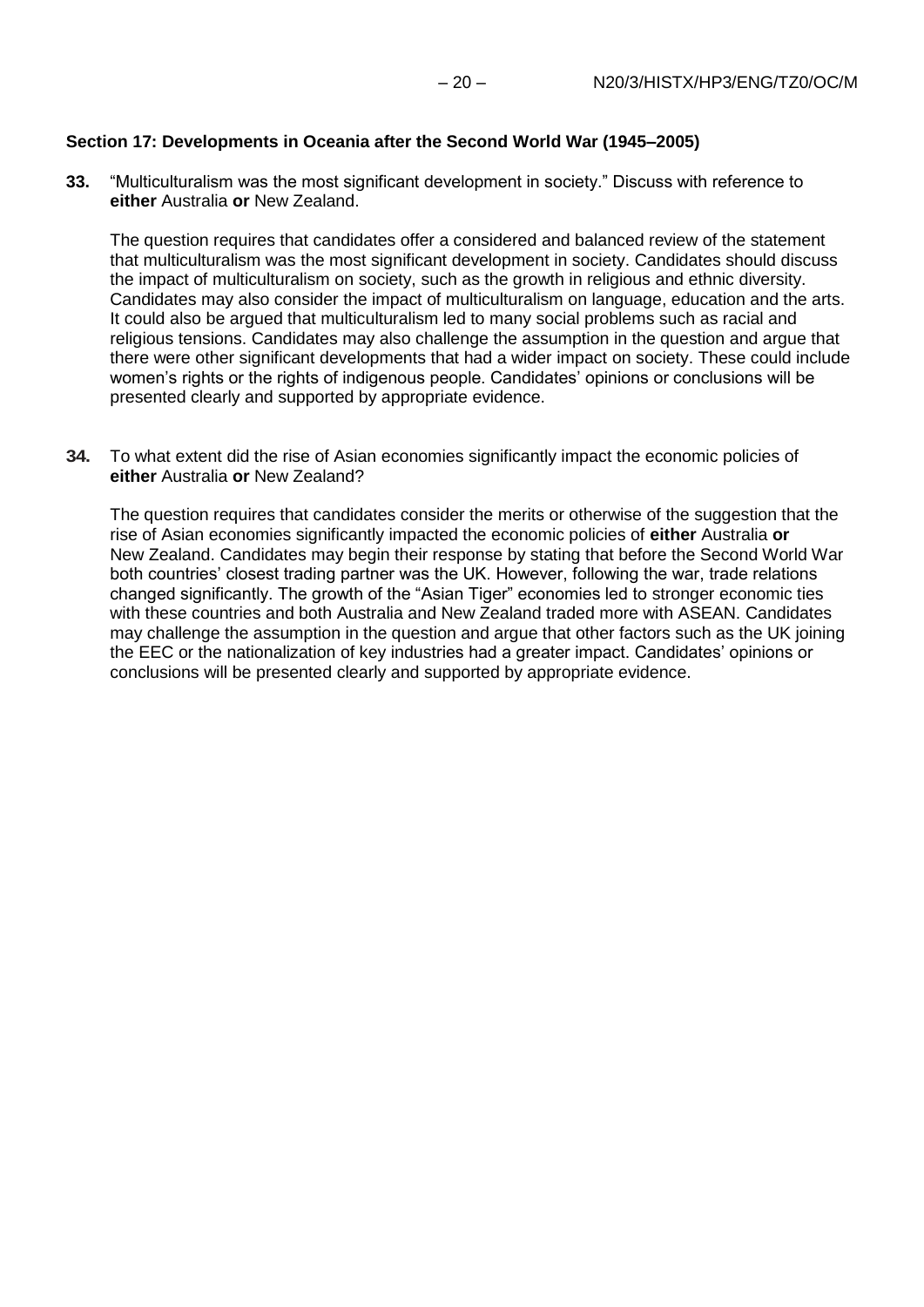**Section 17: Developments in Oceania after the Second World War (1945–2005)**

**33.** "Multiculturalism was the most significant development in society." Discuss with reference to **either** Australia **or** New Zealand.

The question requires that candidates offer a considered and balanced review of the statement that multiculturalism was the most significant development in society. Candidates should discuss the impact of multiculturalism on society, such as the growth in religious and ethnic diversity. Candidates may also consider the impact of multiculturalism on language, education and the arts. It could also be argued that multiculturalism led to many social problems such as racial and religious tensions. Candidates may also challenge the assumption in the question and argue that there were other significant developments that had a wider impact on society. These could include women's rights or the rights of indigenous people. Candidates' opinions or conclusions will be presented clearly and supported by appropriate evidence.

**34.** To what extent did the rise of Asian economies significantly impact the economic policies of **either** Australia **or** New Zealand?

The question requires that candidates consider the merits or otherwise of the suggestion that the rise of Asian economies significantly impacted the economic policies of **either** Australia **or** New Zealand. Candidates may begin their response by stating that before the Second World War both countries' closest trading partner was the UK. However, following the war, trade relations changed significantly. The growth of the "Asian Tiger" economies led to stronger economic ties with these countries and both Australia and New Zealand traded more with ASEAN. Candidates may challenge the assumption in the question and argue that other factors such as the UK joining the EEC or the nationalization of key industries had a greater impact. Candidates' opinions or conclusions will be presented clearly and supported by appropriate evidence.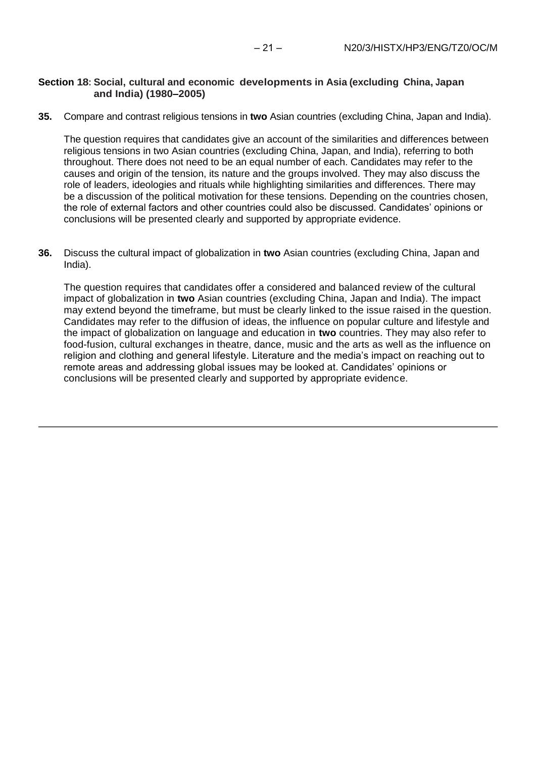**Section 18: Social, cultural and economic developments in Asia (excluding China, Japan and India) (1980–2005)**

**35.** Compare and contrast religious tensions in **two** Asian countries (excluding China, Japan and India).

The question requires that candidates give an account of the similarities and differences between religious tensions in two Asian countries (excluding China, Japan, and India), referring to both throughout. There does not need to be an equal number of each. Candidates may refer to the causes and origin of the tension, its nature and the groups involved. They may also discuss the role of leaders, ideologies and rituals while highlighting similarities and differences. There may be a discussion of the political motivation for these tensions. Depending on the countries chosen, the role of external factors and other countries could also be discussed. Candidates' opinions or conclusions will be presented clearly and supported by appropriate evidence.

**36.** Discuss the cultural impact of globalization in **two** Asian countries (excluding China, Japan and India).

The question requires that candidates offer a considered and balanced review of the cultural impact of globalization in **two** Asian countries (excluding China, Japan and India). The impact may extend beyond the timeframe, but must be clearly linked to the issue raised in the question. Candidates may refer to the diffusion of ideas, the influence on popular culture and lifestyle and the impact of globalization on language and education in **two** countries. They may also refer to food-fusion, cultural exchanges in theatre, dance, music and the arts as well as the influence on religion and clothing and general lifestyle. Literature and the media's impact on reaching out to remote areas and addressing global issues may be looked at. Candidates' opinions or conclusions will be presented clearly and supported by appropriate evidence.